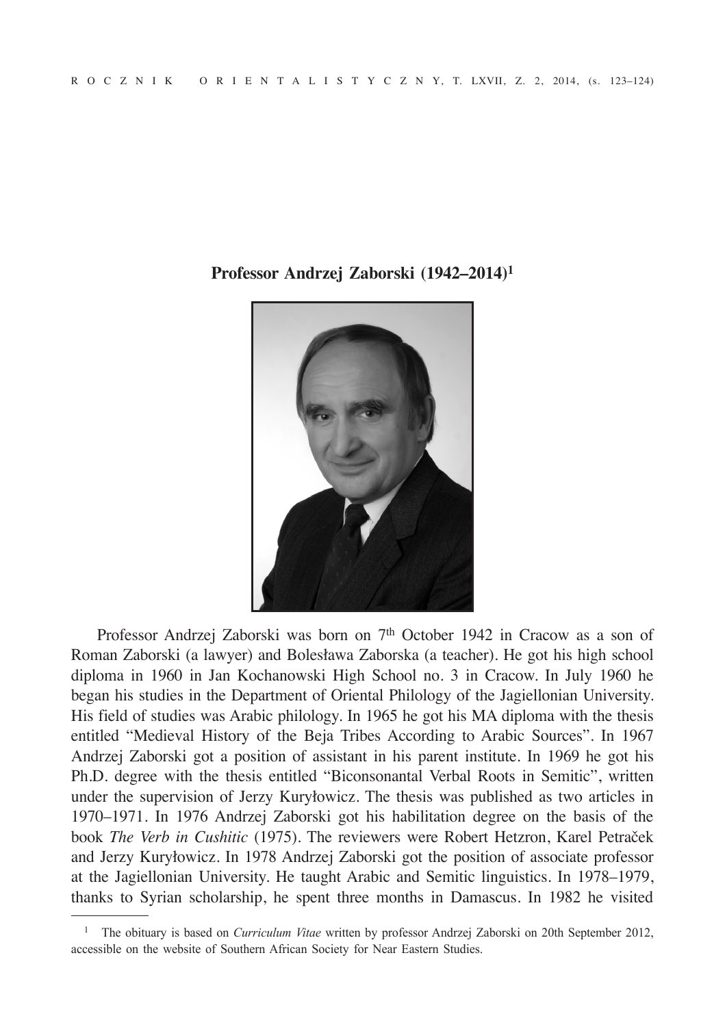# Professor Andrzej Zaborski (1942–2014)[1]

Professor Andrzej Zaborski was born on 7th October 1942 in Cracow as a son of Roman Zaborski (a lawyer) and Bolesława Zaborska (a teacher). He got his high school diploma in 1960 in Jan Kochanowski High School no. 3 in Cracow. In July 1960 he began his studies in the Department of Oriental Philology of the Jagiellonian University. His field of studies was Arabic philology. In 1965 he got his MA diploma with the thesis entitled "Medieval History of the Beja Tribes According to Arabic Sources". In 1967 Andrzej Zaborski got a position of assistant in his parent institute. In 1969 he got his Ph.D. degree with the thesis entitled "Biconsonantal Verbal Roots in Semitic", written under the supervision of Jerzy Kuryłowicz. The thesis was published as two articles in 1970–1971. In 1976 Andrzej Zaborski got his habilitation degree on the basis of the book *The Verb in Cushitic* (1975). The reviewers were Robert Hetzron, Karel Petraček and Jerzy Kuryłowicz. In 1978 Andrzej Zaborski got the position of associate professor at the Jagiellonian University. He taught Arabic and Semitic linguistics. In 1978–1979, thanks to Syrian scholarship, he spent three months in Damascus. In 1982 he visited

---

[1] The obituary is based on *Curriculum Vitae* written by professor Andrzej Zaborski on 20th September 2012, accessible on the website of Southern African Society for Near Eastern Studies.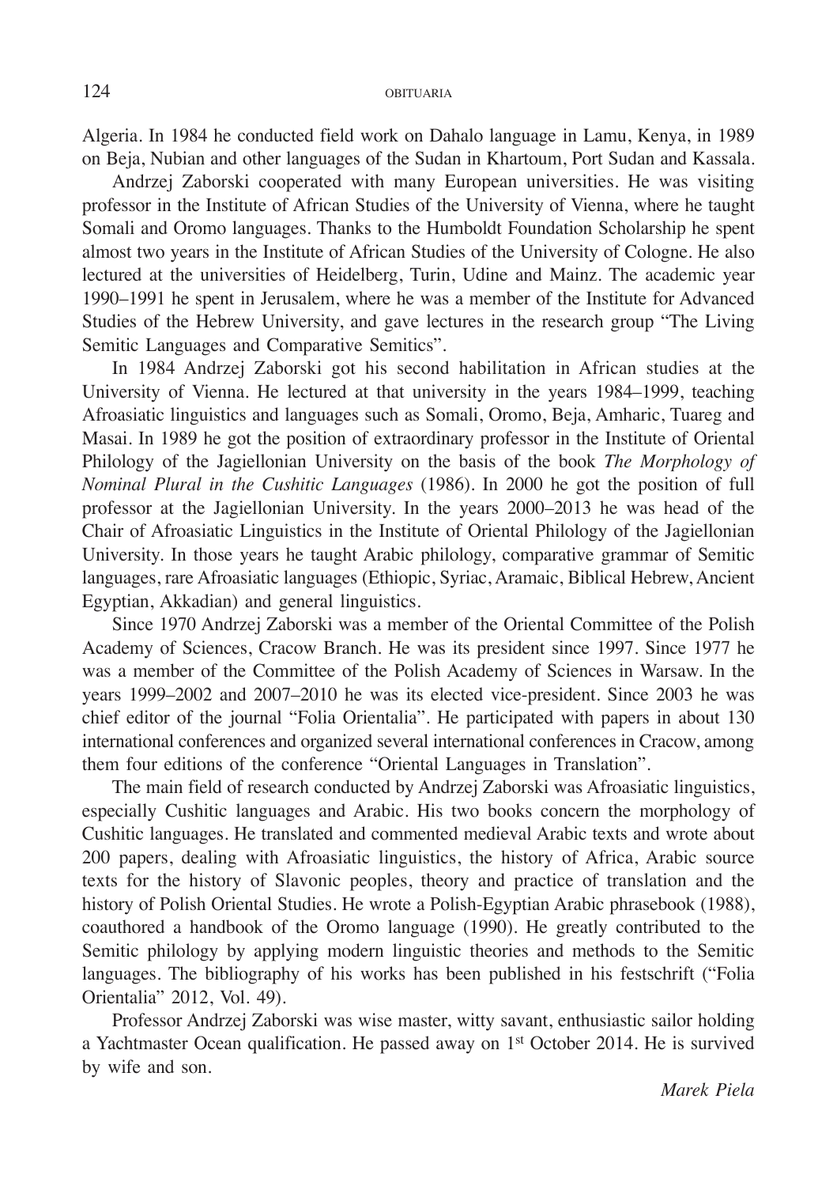Algeria. In 1984 he conducted field work on Dahalo language in Lamu, Kenya, in 1989 on Beja, Nubian and other languages of the Sudan in Khartoum, Port Sudan and Kassala.

Andrzej Zaborski cooperated with many European universities. He was visiting professor in the Institute of African Studies of the University of Vienna, where he taught Somali and Oromo languages. Thanks to the Humboldt Foundation Scholarship he spent almost two years in the Institute of African Studies of the University of Cologne. He also lectured at the universities of Heidelberg, Turin, Udine and Mainz. The academic year 1990–1991 he spent in Jerusalem, where he was a member of the Institute for Advanced Studies of the Hebrew University, and gave lectures in the research group "The Living Semitic Languages and Comparative Semitics".

In 1984 Andrzej Zaborski got his second habilitation in African studies at the University of Vienna. He lectured at that university in the years 1984–1999, teaching Afroasiatic linguistics and languages such as Somali, Oromo, Beja, Amharic, Tuareg and Masai. In 1989 he got the position of extraordinary professor in the Institute of Oriental Philology of the Jagiellonian University on the basis of the book *The Morphology of Nominal Plural in the Cushitic Languages* (1986). In 2000 he got the position of full professor at the Jagiellonian University. In the years 2000–2013 he was head of the Chair of Afroasiatic Linguistics in the Institute of Oriental Philology of the Jagiellonian University. In those years he taught Arabic philology, comparative grammar of Semitic languages, rare Afroasiatic languages (Ethiopic, Syriac, Aramaic, Biblical Hebrew, Ancient Egyptian, Akkadian) and general linguistics.

Since 1970 Andrzej Zaborski was a member of the Oriental Committee of the Polish Academy of Sciences, Cracow Branch. He was its president since 1997. Since 1977 he was a member of the Committee of the Polish Academy of Sciences in Warsaw. In the years 1999–2002 and 2007–2010 he was its elected vice-president. Since 2003 he was chief editor of the journal "Folia Orientalia". He participated with papers in about 130 international conferences and organized several international conferences in Cracow, among them four editions of the conference "Oriental Languages in Translation".

The main field of research conducted by Andrzej Zaborski was Afroasiatic linguistics, especially Cushitic languages and Arabic. His two books concern the morphology of Cushitic languages. He translated and commented medieval Arabic texts and wrote about 200 papers, dealing with Afroasiatic linguistics, the history of Africa, Arabic source texts for the history of Slavonic peoples, theory and practice of translation and the history of Polish Oriental Studies. He wrote a Polish-Egyptian Arabic phrasebook (1988), coauthored a handbook of the Oromo language (1990). He greatly contributed to the Semitic philology by applying modern linguistic theories and methods to the Semitic languages. The bibliography of his works has been published in his festschrift ("Folia Orientalia" 2012, Vol. 49).

Professor Andrzej Zaborski was wise master, witty savant, enthusiastic sailor holding a Yachtmaster Ocean qualification. He passed away on 1st October 2014. He is survived by wife and son.

*Marek Piela*